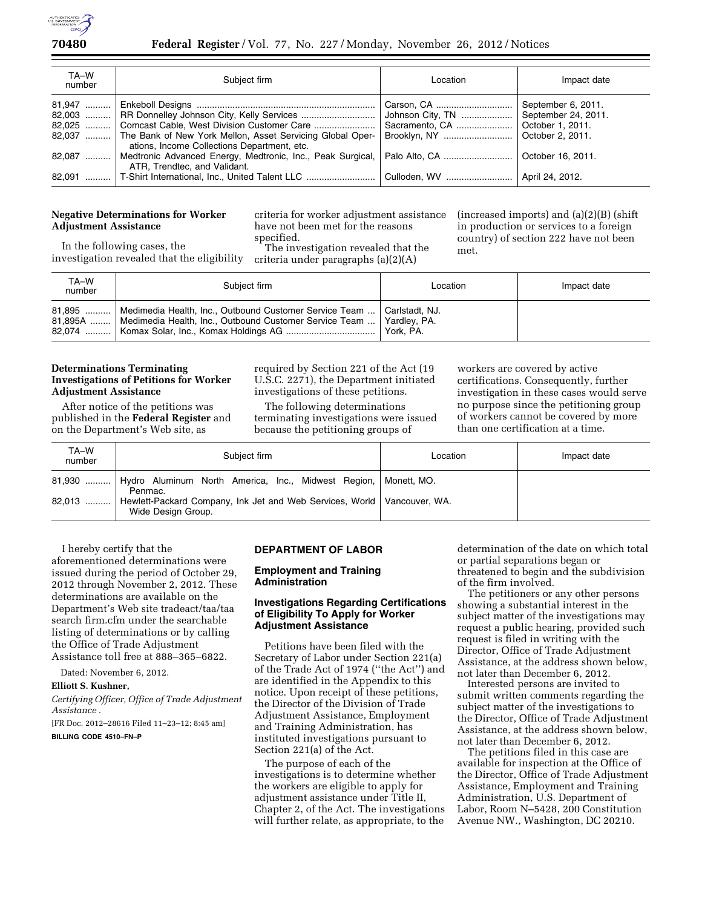| TA–W number | Subject firm | Location | Impact date |
|---|---|---|---|
| 81,947 | Enkeboll Designs | Carson, CA | September 6, 2011. |
| 82,003 | RR Donnelley Johnson City, Kelly Services | Johnson City, TN | September 24, 2011. |
| 82,025 | Comcast Cable, West Division Customer Care | Sacramento, CA | October 1, 2011. |
| 82,037 | The Bank of New York Mellon, Asset Servicing Global Operations, Income Collections Department, etc. | Brooklyn, NY | October 2, 2011. |
| 82,087 | Medtronic Advanced Energy, Medtronic, Inc., Peak Surgical, ATR, Trendtec, and Validant. | Palo Alto, CA | October 16, 2011. |
| 82,091 | T-Shirt International, Inc., United Talent LLC | Culloden, WV | April 24, 2012. |

**Negative Determinations for Worker Adjustment Assistance**

In the following cases, the investigation revealed that the eligibility criteria for worker adjustment assistance have not been met for the reasons specified.

The investigation revealed that the criteria under paragraphs (a)(2)(A) (increased imports) and (a)(2)(B) (shift in production or services to a foreign country) of section 222 have not been met.

| TA–W number | Subject firm | Location | Impact date |
|---|---|---|---|
| 81,895 | Medimedia Health, Inc., Outbound Customer Service Team | Carlstadt, NJ. | |
| 81,895A | Medimedia Health, Inc., Outbound Customer Service Team | Yardley, PA. | |
| 82,074 | Komax Solar, Inc., Komax Holdings AG | York, PA. | |

**Determinations Terminating Investigations of Petitions for Worker Adjustment Assistance**

After notice of the petitions was published in the **Federal Register** and on the Department's Web site, as required by Section 221 of the Act (19 U.S.C. 2271), the Department initiated investigations of these petitions.

The following determinations terminating investigations were issued because the petitioning groups of workers are covered by active certifications. Consequently, further investigation in these cases would serve no purpose since the petitioning group of workers cannot be covered by more than one certification at a time.

| TA–W number | Subject firm | Location | Impact date |
|---|---|---|---|
| 81,930 | Hydro Aluminum North America, Inc., Midwest Region, Penmac. | Monett, MO. | |
| 82,013 | Hewlett-Packard Company, Ink Jet and Web Services, World Wide Design Group. | Vancouver, WA. | |

I hereby certify that the aforementioned determinations were issued during the period of October 29, 2012 through November 2, 2012. These determinations are available on the Department's Web site tradeact/taa/taa search firm.cfm under the searchable listing of determinations or by calling the Office of Trade Adjustment Assistance toll free at 888–365–6822.

Dated: November 6, 2012.

**Elliott S. Kushner,**

*Certifying Officer, Office of Trade Adjustment Assistance .*

[FR Doc. 2012–28616 Filed 11–23–12; 8:45 am]

**BILLING CODE 4510–FN–P**

## DEPARTMENT OF LABOR

### Employment and Training Administration

### Investigations Regarding Certifications of Eligibility To Apply for Worker Adjustment Assistance

Petitions have been filed with the Secretary of Labor under Section 221(a) of the Trade Act of 1974 (''the Act'') and are identified in the Appendix to this notice. Upon receipt of these petitions, the Director of the Division of Trade Adjustment Assistance, Employment and Training Administration, has instituted investigations pursuant to Section 221(a) of the Act.

The purpose of each of the investigations is to determine whether the workers are eligible to apply for adjustment assistance under Title II, Chapter 2, of the Act. The investigations will further relate, as appropriate, to the determination of the date on which total or partial separations began or threatened to begin and the subdivision of the firm involved.

The petitioners or any other persons showing a substantial interest in the subject matter of the investigations may request a public hearing, provided such request is filed in writing with the Director, Office of Trade Adjustment Assistance, at the address shown below, not later than December 6, 2012.

Interested persons are invited to submit written comments regarding the subject matter of the investigations to the Director, Office of Trade Adjustment Assistance, at the address shown below, not later than December 6, 2012.

The petitions filed in this case are available for inspection at the Office of the Director, Office of Trade Adjustment Assistance, Employment and Training Administration, U.S. Department of Labor, Room N–5428, 200 Constitution Avenue NW., Washington, DC 20210.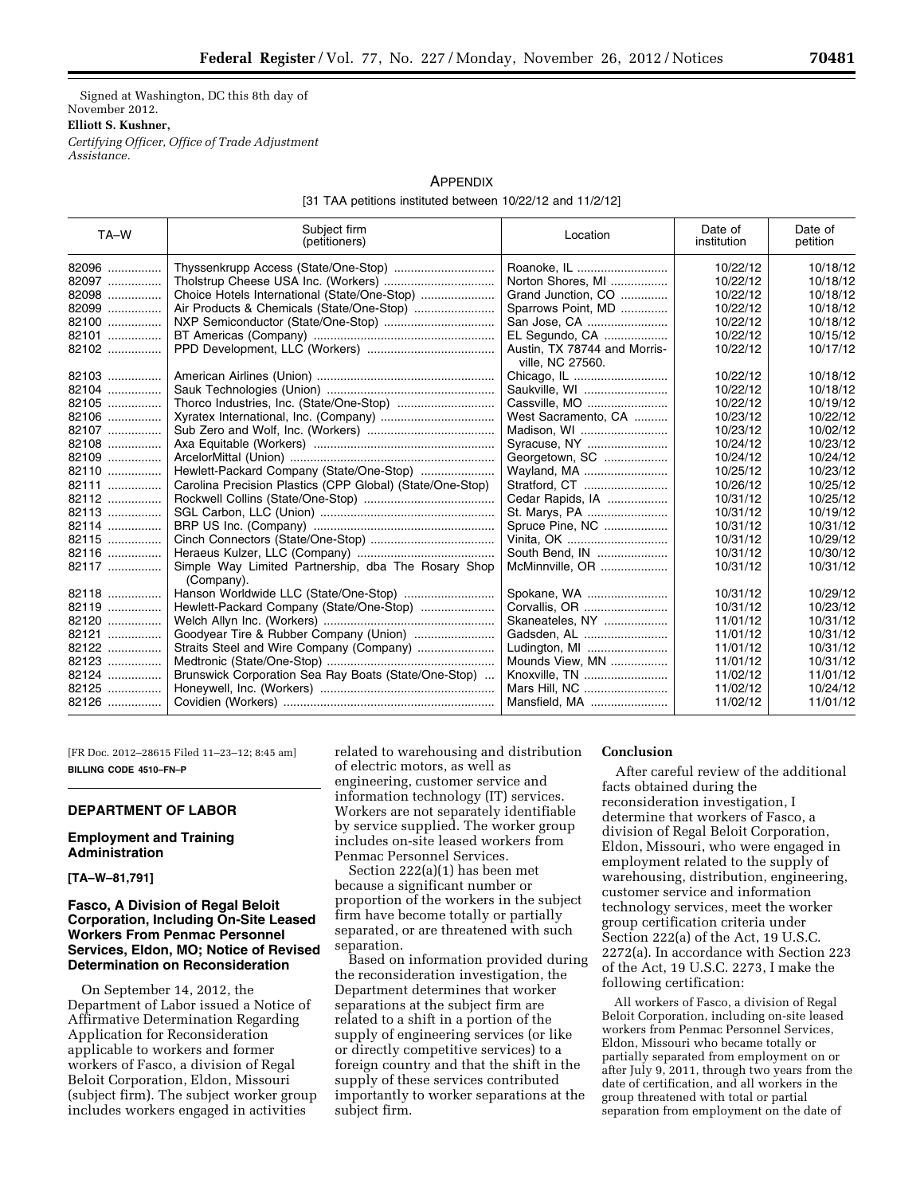Signed at Washington, DC this 8th day of November 2012.

**Elliott S. Kushner,**

*Certifying Officer, Office of Trade Adjustment Assistance.*

## APPENDIX

[31 TAA petitions instituted between 10/22/12 and 11/2/12]

| TA–W | Subject firm (petitioners) | Location | Date of institution | Date of petition |
|---|---|---|---|---|
| 82096 | Thyssenkrupp Access (State/One-Stop) | Roanoke, IL | 10/22/12 | 10/18/12 |
| 82097 | Tholstrup Cheese USA Inc. (Workers) | Norton Shores, MI | 10/22/12 | 10/18/12 |
| 82098 | Choice Hotels International (State/One-Stop) | Grand Junction, CO | 10/22/12 | 10/18/12 |
| 82099 | Air Products & Chemicals (State/One-Stop) | Sparrows Point, MD | 10/22/12 | 10/18/12 |
| 82100 | NXP Semiconductor (State/One-Stop) | San Jose, CA | 10/22/12 | 10/18/12 |
| 82101 | BT Americas (Company) | EL Segundo, CA | 10/22/12 | 10/15/12 |
| 82102 | PPD Development, LLC (Workers) | Austin, TX 78744 and Morrisville, NC 27560. | 10/22/12 | 10/17/12 |
| 82103 | American Airlines (Union) | Chicago, IL | 10/22/12 | 10/18/12 |
| 82104 | Sauk Technologies (Union) | Saukville, WI | 10/22/12 | 10/18/12 |
| 82105 | Thorco Industries, Inc. (State/One-Stop) | Cassville, MO | 10/22/12 | 10/19/12 |
| 82106 | Xyratex International, Inc. (Company) | West Sacramento, CA | 10/23/12 | 10/22/12 |
| 82107 | Sub Zero and Wolf, Inc. (Workers) | Madison, WI | 10/23/12 | 10/02/12 |
| 82108 | Axa Equitable (Workers) | Syracuse, NY | 10/24/12 | 10/23/12 |
| 82109 | ArcelorMittal (Union) | Georgetown, SC | 10/24/12 | 10/24/12 |
| 82110 | Hewlett-Packard Company (State/One-Stop) | Wayland, MA | 10/25/12 | 10/23/12 |
| 82111 | Carolina Precision Plastics (CPP Global) (State/One-Stop) | Stratford, CT | 10/26/12 | 10/25/12 |
| 82112 | Rockwell Collins (State/One-Stop) | Cedar Rapids, IA | 10/31/12 | 10/25/12 |
| 82113 | SGL Carbon, LLC (Union) | St. Marys, PA | 10/31/12 | 10/19/12 |
| 82114 | BRP US Inc. (Company) | Spruce Pine, NC | 10/31/12 | 10/31/12 |
| 82115 | Cinch Connectors (State/One-Stop) | Vinita, OK | 10/31/12 | 10/29/12 |
| 82116 | Heraeus Kulzer, LLC (Company) | South Bend, IN | 10/31/12 | 10/30/12 |
| 82117 | Simple Way Limited Partnership, dba The Rosary Shop (Company). | McMinnville, OR | 10/31/12 | 10/31/12 |
| 82118 | Hanson Worldwide LLC (State/One-Stop) | Spokane, WA | 10/31/12 | 10/29/12 |
| 82119 | Hewlett-Packard Company (State/One-Stop) | Corvallis, OR | 10/31/12 | 10/23/12 |
| 82120 | Welch Allyn Inc. (Workers) | Skaneateles, NY | 11/01/12 | 10/31/12 |
| 82121 | Goodyear Tire & Rubber Company (Union) | Gadsden, AL | 11/01/12 | 10/31/12 |
| 82122 | Straits Steel and Wire Company (Company) | Ludington, MI | 11/01/12 | 10/31/12 |
| 82123 | Medtronic (State/One-Stop) | Mounds View, MN | 11/01/12 | 10/31/12 |
| 82124 | Brunswick Corporation Sea Ray Boats (State/One-Stop) | Knoxville, TN | 11/02/12 | 11/01/12 |
| 82125 | Honeywell, Inc. (Workers) | Mars Hill, NC | 11/02/12 | 10/24/12 |
| 82126 | Covidien (Workers) | Mansfield, MA | 11/02/12 | 11/01/12 |

[FR Doc. 2012–28615 Filed 11–23–12; 8:45 am]

**BILLING CODE 4510–FN–P**

## DEPARTMENT OF LABOR

### Employment and Training Administration

**[TA–W–81,791]**

### Fasco, A Division of Regal Beloit Corporation, Including On-Site Leased Workers From Penmac Personnel Services, Eldon, MO; Notice of Revised Determination on Reconsideration

On September 14, 2012, the Department of Labor issued a Notice of Affirmative Determination Regarding Application for Reconsideration applicable to workers and former workers of Fasco, a division of Regal Beloit Corporation, Eldon, Missouri (subject firm). The subject worker group includes workers engaged in activities related to warehousing and distribution of electric motors, as well as engineering, customer service and information technology (IT) services. Workers are not separately identifiable by service supplied. The worker group includes on-site leased workers from Penmac Personnel Services.

Section 222(a)(1) has been met because a significant number or proportion of the workers in the subject firm have become totally or partially separated, or are threatened with such separation.

Based on information provided during the reconsideration investigation, the Department determines that worker separations at the subject firm are related to a shift in a portion of the supply of engineering services (or like or directly competitive services) to a foreign country and that the shift in the supply of these services contributed importantly to worker separations at the subject firm.

**Conclusion**

After careful review of the additional facts obtained during the reconsideration investigation, I determine that workers of Fasco, a division of Regal Beloit Corporation, Eldon, Missouri, who were engaged in employment related to the supply of warehousing, distribution, engineering, customer service and information technology services, meet the worker group certification criteria under Section 222(a) of the Act, 19 U.S.C. 2272(a). In accordance with Section 223 of the Act, 19 U.S.C. 2273, I make the following certification:

> All workers of Fasco, a division of Regal Beloit Corporation, including on-site leased workers from Penmac Personnel Services, Eldon, Missouri who became totally or partially separated from employment on or after July 9, 2011, through two years from the date of certification, and all workers in the group threatened with total or partial separation from employment on the date of